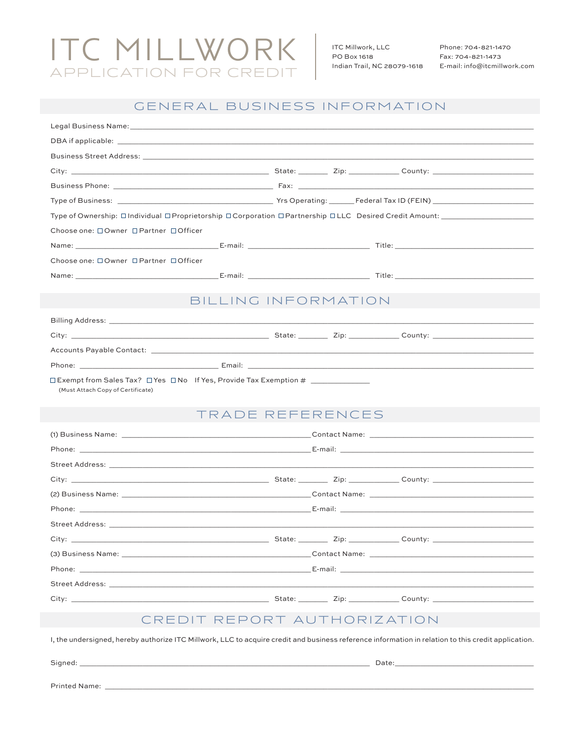# ITC MILLWORK

## APPLICATION FOR CREDIT

ITC Millwork, LLC
PO Box 1618
Indian Trail, NC 28079-1618

Phone: 704-821-1470
Fax: 704-821-1473
E-mail: info@itcmillwork.com

## GENERAL BUSINESS INFORMATION

Legal Business Name: ____________________

DBA if applicable: ____________________

Business Street Address: ____________________

City: ____________________ State: ______ Zip: ________ County: ____________

Business Phone: ____________________ Fax: ____________________

Type of Business: ____________________ Yrs Operating: ______ Federal Tax ID (FEIN) ____________

Type of Ownership: ☐ Individual ☐ Proprietorship ☐ Corporation ☐ Partnership ☐ LLC Desired Credit Amount: ____________

Choose one: ☐ Owner ☐ Partner ☐ Officer

Name: ____________________ E-mail: ____________________ Title: ____________________

Choose one: ☐ Owner ☐ Partner ☐ Officer

Name: ____________________ E-mail: ____________________ Title: ____________________

## BILLING INFORMATION

Billing Address: ____________________

City: ____________________ State: ______ Zip: ________ County: ____________

Accounts Payable Contact: ____________________

Phone: ____________________ Email: ____________________

☐ Exempt from Sales Tax? ☐ Yes ☐ No If Yes, Provide Tax Exemption # ____________

(Must Attach Copy of Certificate)

## TRADE REFERENCES

(1) Business Name: ____________________ Contact Name: ____________________

Phone: ____________________ E-mail: ____________________

Street Address: ____________________

City: ____________________ State: ______ Zip: ________ County: ____________

(2) Business Name: ____________________ Contact Name: ____________________

Phone: ____________________ E-mail: ____________________

Street Address: ____________________

City: ____________________ State: ______ Zip: ________ County: ____________

(3) Business Name: ____________________ Contact Name: ____________________

Phone: ____________________ E-mail: ____________________

Street Address: ____________________

City: ____________________ State: ______ Zip: ________ County: ____________

## CREDIT REPORT AUTHORIZATION

I, the undersigned, hereby authorize ITC Millwork, LLC to acquire credit and business reference information in relation to this credit application.

Signed: ____________________ Date: ____________________

Printed Name: ____________________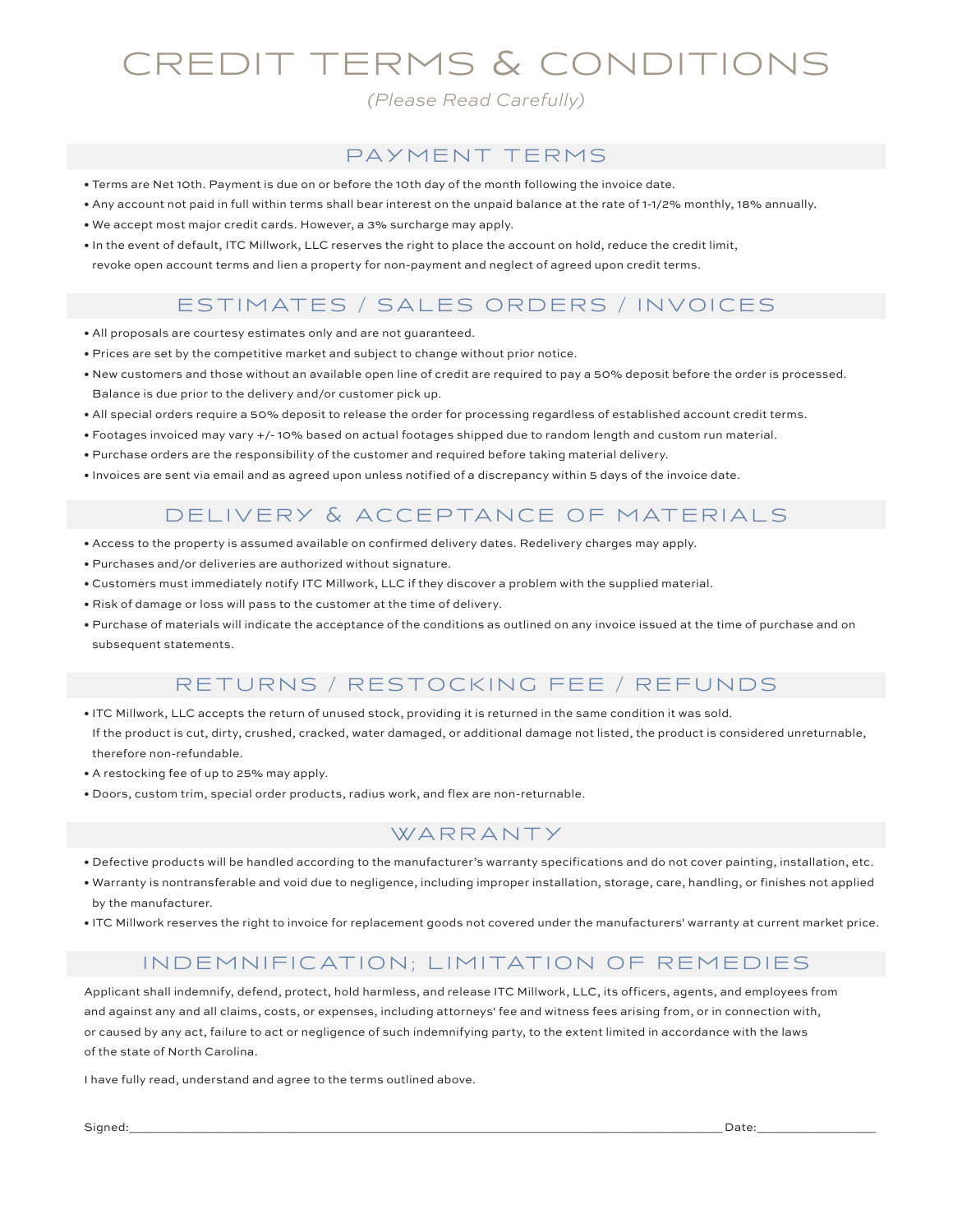# CREDIT TERMS & CONDITIONS

*(Please Read Carefully)*

## PAYMENT TERMS

- Terms are Net 10th. Payment is due on or before the 10th day of the month following the invoice date.
- Any account not paid in full within terms shall bear interest on the unpaid balance at the rate of 1-1/2% monthly, 18% annually.
- We accept most major credit cards. However, a 3% surcharge may apply.
- In the event of default, ITC Millwork, LLC reserves the right to place the account on hold, reduce the credit limit, revoke open account terms and lien a property for non-payment and neglect of agreed upon credit terms.

## ESTIMATES / SALES ORDERS / INVOICES

- All proposals are courtesy estimates only and are not guaranteed.
- Prices are set by the competitive market and subject to change without prior notice.
- New customers and those without an available open line of credit are required to pay a 50% deposit before the order is processed. Balance is due prior to the delivery and/or customer pick up.
- All special orders require a 50% deposit to release the order for processing regardless of established account credit terms.
- Footages invoiced may vary +/- 10% based on actual footages shipped due to random length and custom run material.
- Purchase orders are the responsibility of the customer and required before taking material delivery.
- Invoices are sent via email and as agreed upon unless notified of a discrepancy within 5 days of the invoice date.

## DELIVERY & ACCEPTANCE OF MATERIALS

- Access to the property is assumed available on confirmed delivery dates. Redelivery charges may apply.
- Purchases and/or deliveries are authorized without signature.
- Customers must immediately notify ITC Millwork, LLC if they discover a problem with the supplied material.
- Risk of damage or loss will pass to the customer at the time of delivery.
- Purchase of materials will indicate the acceptance of the conditions as outlined on any invoice issued at the time of purchase and on subsequent statements.

## RETURNS / RESTOCKING FEE / REFUNDS

- ITC Millwork, LLC accepts the return of unused stock, providing it is returned in the same condition it was sold. If the product is cut, dirty, crushed, cracked, water damaged, or additional damage not listed, the product is considered unreturnable, therefore non-refundable.
- A restocking fee of up to 25% may apply.
- Doors, custom trim, special order products, radius work, and flex are non-returnable.

## WARRANTY

- Defective products will be handled according to the manufacturer's warranty specifications and do not cover painting, installation, etc.
- Warranty is nontransferable and void due to negligence, including improper installation, storage, care, handling, or finishes not applied by the manufacturer.
- ITC Millwork reserves the right to invoice for replacement goods not covered under the manufacturers' warranty at current market price.

## INDEMNIFICATION; LIMITATION OF REMEDIES

Applicant shall indemnify, defend, protect, hold harmless, and release ITC Millwork, LLC, its officers, agents, and employees from and against any and all claims, costs, or expenses, including attorneys' fee and witness fees arising from, or in connection with, or caused by any act, failure to act or negligence of such indemnifying party, to the extent limited in accordance with the laws of the state of North Carolina.

I have fully read, understand and agree to the terms outlined above.

Signed:______________________________________________________________ Date:________________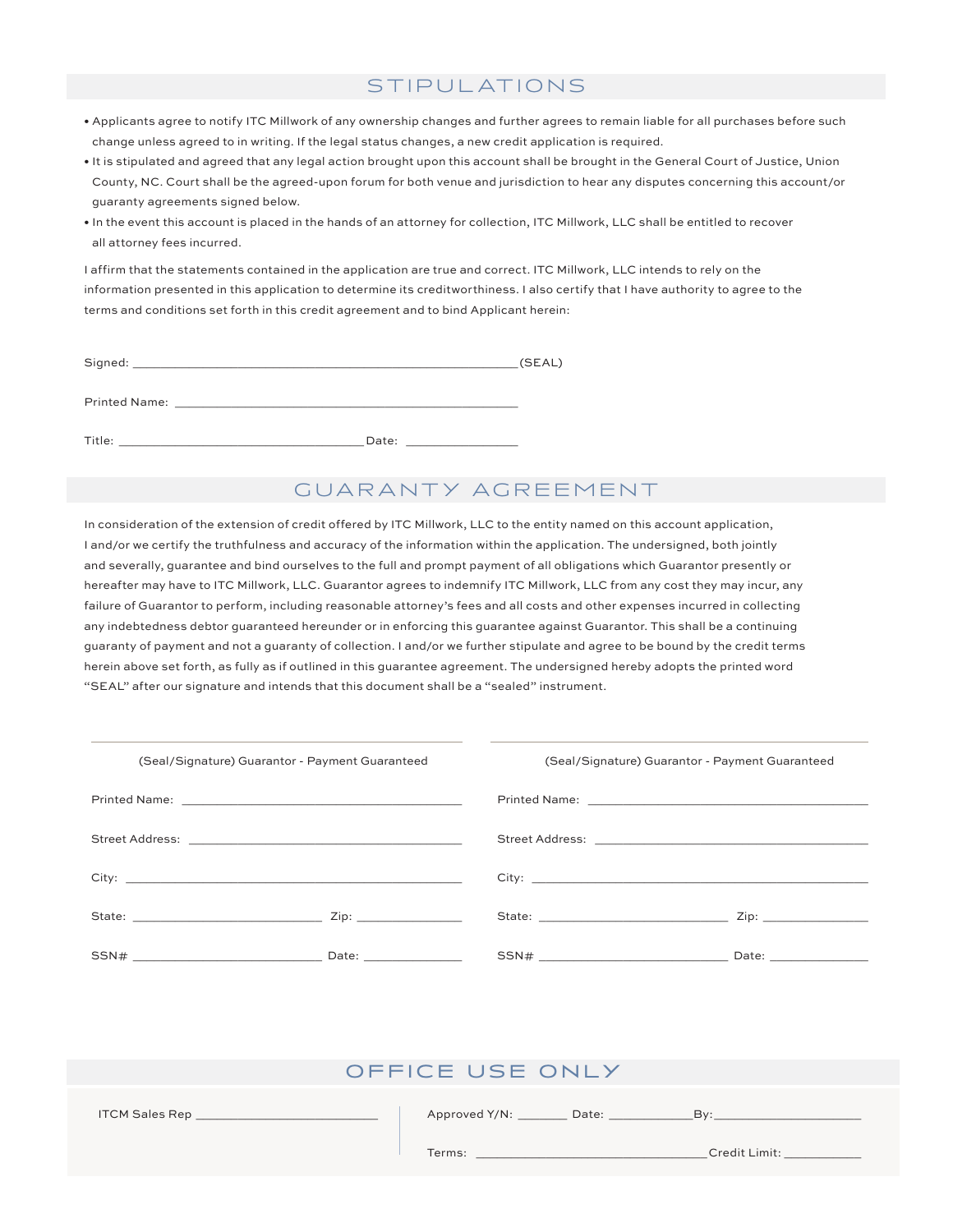## STIPULATIONS

- Applicants agree to notify ITC Millwork of any ownership changes and further agrees to remain liable for all purchases before such change unless agreed to in writing. If the legal status changes, a new credit application is required.
- It is stipulated and agreed that any legal action brought upon this account shall be brought in the General Court of Justice, Union County, NC. Court shall be the agreed-upon forum for both venue and jurisdiction to hear any disputes concerning this account/or guaranty agreements signed below.
- In the event this account is placed in the hands of an attorney for collection, ITC Millwork, LLC shall be entitled to recover all attorney fees incurred.

I affirm that the statements contained in the application are true and correct. ITC Millwork, LLC intends to rely on the information presented in this application to determine its creditworthiness. I also certify that I have authority to agree to the terms and conditions set forth in this credit agreement and to bind Applicant herein:

Signed: _______________________________________________(SEAL)

Printed Name: __________________________________________

Title: ______________________________ Date: _____________

## GUARANTY AGREEMENT

In consideration of the extension of credit offered by ITC Millwork, LLC to the entity named on this account application, I and/or we certify the truthfulness and accuracy of the information within the application. The undersigned, both jointly and severally, guarantee and bind ourselves to the full and prompt payment of all obligations which Guarantor presently or hereafter may have to ITC Millwork, LLC. Guarantor agrees to indemnify ITC Millwork, LLC from any cost they may incur, any failure of Guarantor to perform, including reasonable attorney's fees and all costs and other expenses incurred in collecting any indebtedness debtor guaranteed hereunder or in enforcing this guarantee against Guarantor. This shall be a continuing guaranty of payment and not a guaranty of collection. I and/or we further stipulate and agree to be bound by the credit terms herein above set forth, as fully as if outlined in this guarantee agreement. The undersigned hereby adopts the printed word "SEAL" after our signature and intends that this document shall be a "sealed" instrument.

___________________________________________

(Seal/Signature) Guarantor - Payment Guaranteed

Printed Name: ________________________________

Street Address: ______________________________

City: _______________________________________

State: ______________________ Zip: ____________

SSN# ______________________ Date: ____________

___________________________________________

(Seal/Signature) Guarantor - Payment Guaranteed

Printed Name: ________________________________

Street Address: ______________________________

City: _______________________________________

State: ______________________ Zip: ____________

SSN# ______________________ Date: ____________

## OFFICE USE ONLY

ITCM Sales Rep _______________________

Approved Y/N: _______ Date: ___________ By: ____________________

Terms: ______________________________ Credit Limit: ___________